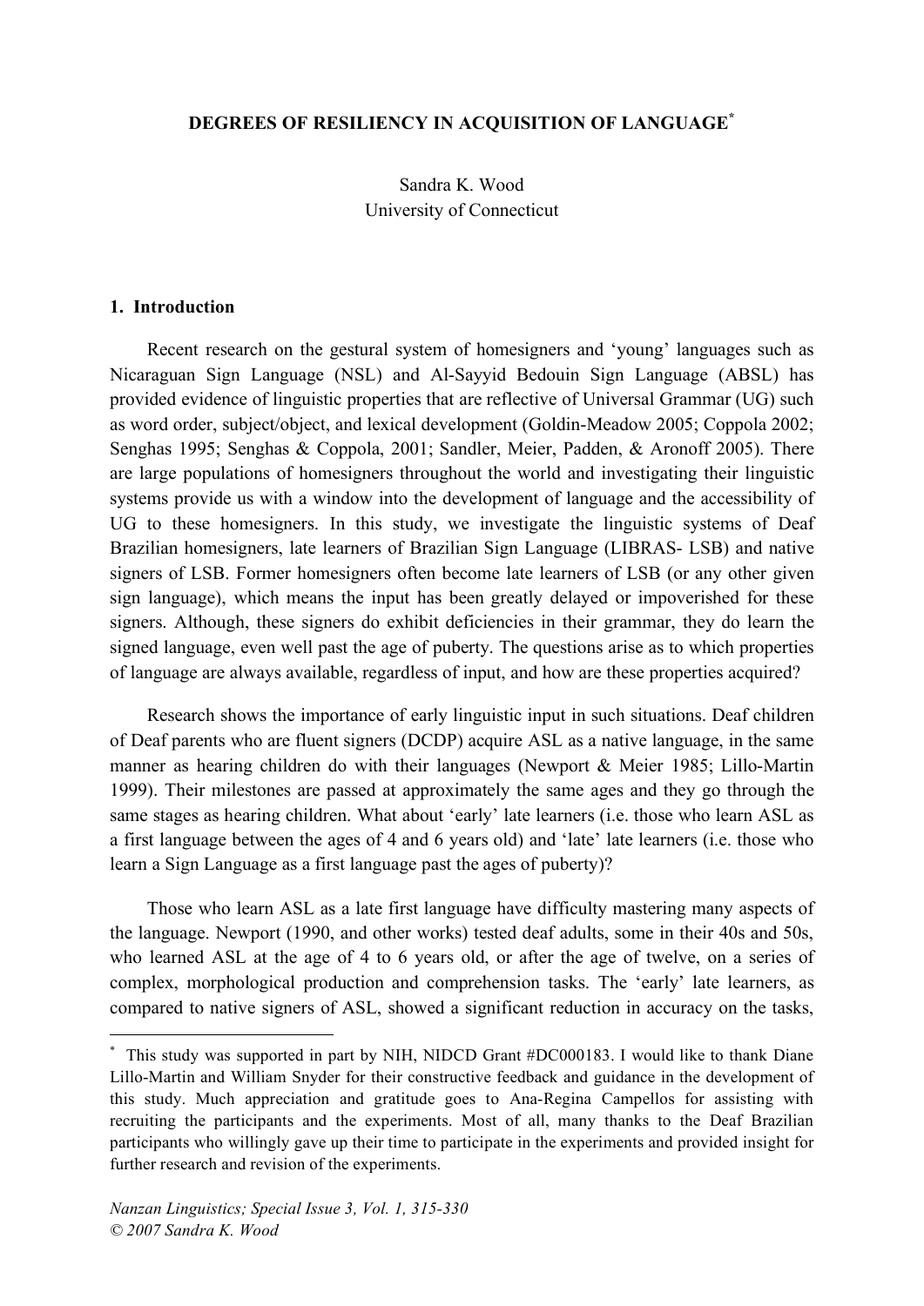# DEGREES OF RESILIENCY IN ACQUISITION OF LANGUAGE*

Sandra K. Wood
University of Connecticut

## 1. Introduction

Recent research on the gestural system of homesigners and 'young' languages such as Nicaraguan Sign Language (NSL) and Al-Sayyid Bedouin Sign Language (ABSL) has provided evidence of linguistic properties that are reflective of Universal Grammar (UG) such as word order, subject/object, and lexical development (Goldin-Meadow 2005; Coppola 2002; Senghas 1995; Senghas & Coppola, 2001; Sandler, Meier, Padden, & Aronoff 2005). There are large populations of homesigners throughout the world and investigating their linguistic systems provide us with a window into the development of language and the accessibility of UG to these homesigners. In this study, we investigate the linguistic systems of Deaf Brazilian homesigners, late learners of Brazilian Sign Language (LIBRAS- LSB) and native signers of LSB. Former homesigners often become late learners of LSB (or any other given sign language), which means the input has been greatly delayed or impoverished for these signers. Although, these signers do exhibit deficiencies in their grammar, they do learn the signed language, even well past the age of puberty. The questions arise as to which properties of language are always available, regardless of input, and how are these properties acquired?

Research shows the importance of early linguistic input in such situations. Deaf children of Deaf parents who are fluent signers (DCDP) acquire ASL as a native language, in the same manner as hearing children do with their languages (Newport & Meier 1985; Lillo-Martin 1999). Their milestones are passed at approximately the same ages and they go through the same stages as hearing children. What about 'early' late learners (i.e. those who learn ASL as a first language between the ages of 4 and 6 years old) and 'late' late learners (i.e. those who learn a Sign Language as a first language past the ages of puberty)?

Those who learn ASL as a late first language have difficulty mastering many aspects of the language. Newport (1990, and other works) tested deaf adults, some in their 40s and 50s, who learned ASL at the age of 4 to 6 years old, or after the age of twelve, on a series of complex, morphological production and comprehension tasks. The 'early' late learners, as compared to native signers of ASL, showed a significant reduction in accuracy on the tasks,

---

\* This study was supported in part by NIH, NIDCD Grant #DC000183. I would like to thank Diane Lillo-Martin and William Snyder for their constructive feedback and guidance in the development of this study. Much appreciation and gratitude goes to Ana-Regina Campellos for assisting with recruiting the participants and the experiments. Most of all, many thanks to the Deaf Brazilian participants who willingly gave up their time to participate in the experiments and provided insight for further research and revision of the experiments.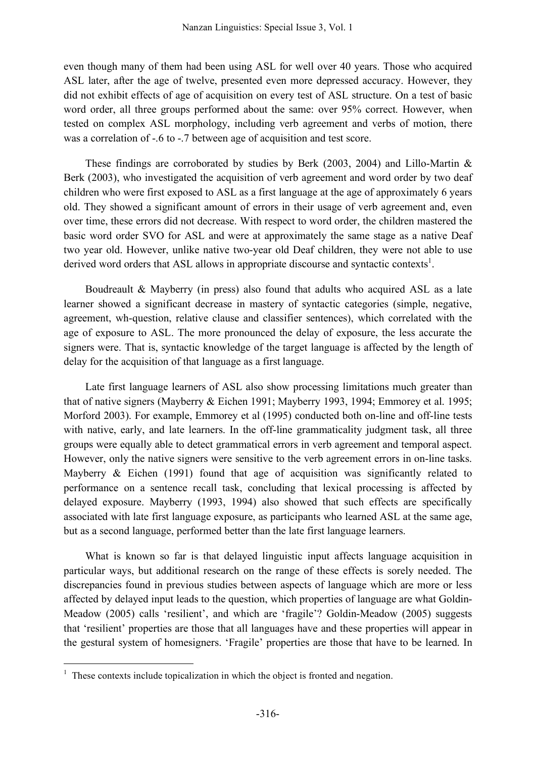even though many of them had been using ASL for well over 40 years. Those who acquired ASL later, after the age of twelve, presented even more depressed accuracy. However, they did not exhibit effects of age of acquisition on every test of ASL structure. On a test of basic word order, all three groups performed about the same: over 95% correct. However, when tested on complex ASL morphology, including verb agreement and verbs of motion, there was a correlation of -.6 to -.7 between age of acquisition and test score.

These findings are corroborated by studies by Berk (2003, 2004) and Lillo-Martin & Berk (2003), who investigated the acquisition of verb agreement and word order by two deaf children who were first exposed to ASL as a first language at the age of approximately 6 years old. They showed a significant amount of errors in their usage of verb agreement and, even over time, these errors did not decrease. With respect to word order, the children mastered the basic word order SVO for ASL and were at approximately the same stage as a native Deaf two year old. However, unlike native two-year old Deaf children, they were not able to use derived word orders that ASL allows in appropriate discourse and syntactic contexts[1].

Boudreault & Mayberry (in press) also found that adults who acquired ASL as a late learner showed a significant decrease in mastery of syntactic categories (simple, negative, agreement, wh-question, relative clause and classifier sentences), which correlated with the age of exposure to ASL. The more pronounced the delay of exposure, the less accurate the signers were. That is, syntactic knowledge of the target language is affected by the length of delay for the acquisition of that language as a first language.

Late first language learners of ASL also show processing limitations much greater than that of native signers (Mayberry & Eichen 1991; Mayberry 1993, 1994; Emmorey et al. 1995; Morford 2003). For example, Emmorey et al (1995) conducted both on-line and off-line tests with native, early, and late learners. In the off-line grammaticality judgment task, all three groups were equally able to detect grammatical errors in verb agreement and temporal aspect. However, only the native signers were sensitive to the verb agreement errors in on-line tasks. Mayberry & Eichen (1991) found that age of acquisition was significantly related to performance on a sentence recall task, concluding that lexical processing is affected by delayed exposure. Mayberry (1993, 1994) also showed that such effects are specifically associated with late first language exposure, as participants who learned ASL at the same age, but as a second language, performed better than the late first language learners.

What is known so far is that delayed linguistic input affects language acquisition in particular ways, but additional research on the range of these effects is sorely needed. The discrepancies found in previous studies between aspects of language which are more or less affected by delayed input leads to the question, which properties of language are what Goldin-Meadow (2005) calls 'resilient', and which are 'fragile'? Goldin-Meadow (2005) suggests that 'resilient' properties are those that all languages have and these properties will appear in the gestural system of homesigners. 'Fragile' properties are those that have to be learned. In

---

[1] These contexts include topicalization in which the object is fronted and negation.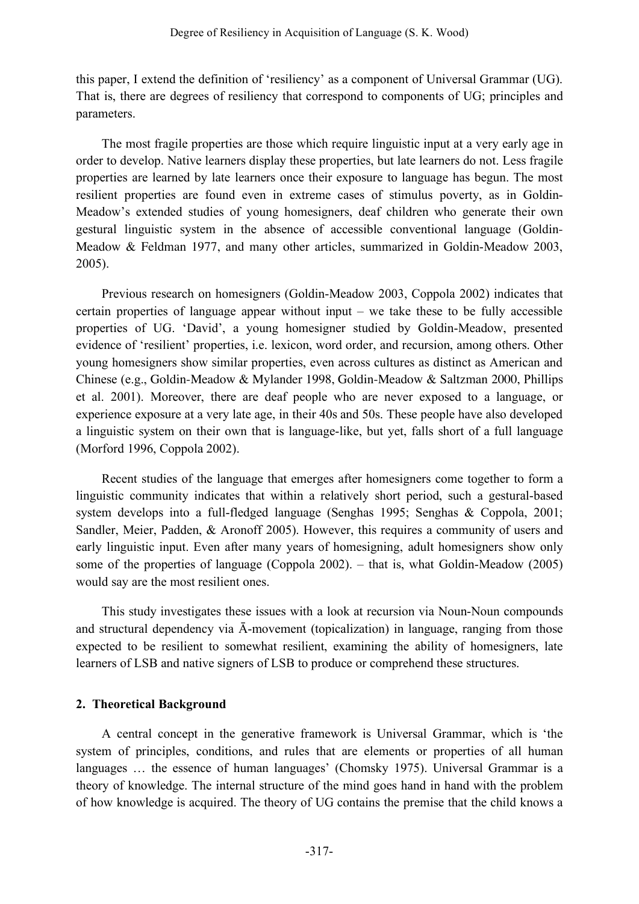this paper, I extend the definition of 'resiliency' as a component of Universal Grammar (UG). That is, there are degrees of resiliency that correspond to components of UG; principles and parameters.

The most fragile properties are those which require linguistic input at a very early age in order to develop. Native learners display these properties, but late learners do not. Less fragile properties are learned by late learners once their exposure to language has begun. The most resilient properties are found even in extreme cases of stimulus poverty, as in Goldin-Meadow's extended studies of young homesigners, deaf children who generate their own gestural linguistic system in the absence of accessible conventional language (Goldin-Meadow & Feldman 1977, and many other articles, summarized in Goldin-Meadow 2003, 2005).

Previous research on homesigners (Goldin-Meadow 2003, Coppola 2002) indicates that certain properties of language appear without input – we take these to be fully accessible properties of UG. 'David', a young homesigner studied by Goldin-Meadow, presented evidence of 'resilient' properties, i.e. lexicon, word order, and recursion, among others. Other young homesigners show similar properties, even across cultures as distinct as American and Chinese (e.g., Goldin-Meadow & Mylander 1998, Goldin-Meadow & Saltzman 2000, Phillips et al. 2001). Moreover, there are deaf people who are never exposed to a language, or experience exposure at a very late age, in their 40s and 50s. These people have also developed a linguistic system on their own that is language-like, but yet, falls short of a full language (Morford 1996, Coppola 2002).

Recent studies of the language that emerges after homesigners come together to form a linguistic community indicates that within a relatively short period, such a gestural-based system develops into a full-fledged language (Senghas 1995; Senghas & Coppola, 2001; Sandler, Meier, Padden, & Aronoff 2005). However, this requires a community of users and early linguistic input. Even after many years of homesigning, adult homesigners show only some of the properties of language (Coppola 2002). – that is, what Goldin-Meadow (2005) would say are the most resilient ones.

This study investigates these issues with a look at recursion via Noun-Noun compounds and structural dependency via Ā-movement (topicalization) in language, ranging from those expected to be resilient to somewhat resilient, examining the ability of homesigners, late learners of LSB and native signers of LSB to produce or comprehend these structures.

## 2. Theoretical Background

A central concept in the generative framework is Universal Grammar, which is 'the system of principles, conditions, and rules that are elements or properties of all human languages … the essence of human languages' (Chomsky 1975). Universal Grammar is a theory of knowledge. The internal structure of the mind goes hand in hand with the problem of how knowledge is acquired. The theory of UG contains the premise that the child knows a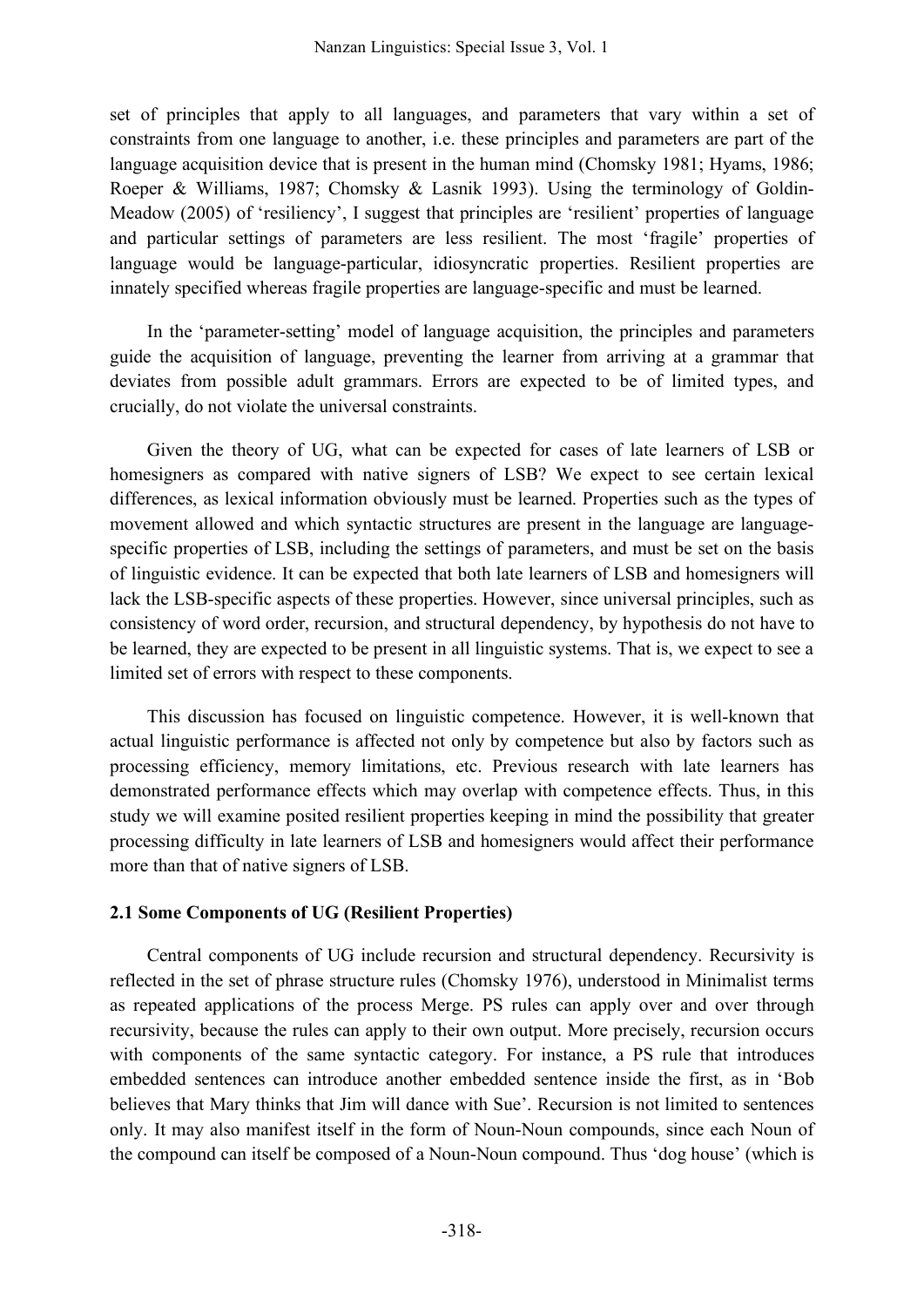set of principles that apply to all languages, and parameters that vary within a set of constraints from one language to another, i.e. these principles and parameters are part of the language acquisition device that is present in the human mind (Chomsky 1981; Hyams, 1986; Roeper & Williams, 1987; Chomsky & Lasnik 1993). Using the terminology of Goldin-Meadow (2005) of 'resiliency', I suggest that principles are 'resilient' properties of language and particular settings of parameters are less resilient. The most 'fragile' properties of language would be language-particular, idiosyncratic properties. Resilient properties are innately specified whereas fragile properties are language-specific and must be learned.

In the 'parameter-setting' model of language acquisition, the principles and parameters guide the acquisition of language, preventing the learner from arriving at a grammar that deviates from possible adult grammars. Errors are expected to be of limited types, and crucially, do not violate the universal constraints.

Given the theory of UG, what can be expected for cases of late learners of LSB or homesigners as compared with native signers of LSB? We expect to see certain lexical differences, as lexical information obviously must be learned. Properties such as the types of movement allowed and which syntactic structures are present in the language are language-specific properties of LSB, including the settings of parameters, and must be set on the basis of linguistic evidence. It can be expected that both late learners of LSB and homesigners will lack the LSB-specific aspects of these properties. However, since universal principles, such as consistency of word order, recursion, and structural dependency, by hypothesis do not have to be learned, they are expected to be present in all linguistic systems. That is, we expect to see a limited set of errors with respect to these components.

This discussion has focused on linguistic competence. However, it is well-known that actual linguistic performance is affected not only by competence but also by factors such as processing efficiency, memory limitations, etc. Previous research with late learners has demonstrated performance effects which may overlap with competence effects. Thus, in this study we will examine posited resilient properties keeping in mind the possibility that greater processing difficulty in late learners of LSB and homesigners would affect their performance more than that of native signers of LSB.

### 2.1 Some Components of UG (Resilient Properties)

Central components of UG include recursion and structural dependency. Recursivity is reflected in the set of phrase structure rules (Chomsky 1976), understood in Minimalist terms as repeated applications of the process Merge. PS rules can apply over and over through recursivity, because the rules can apply to their own output. More precisely, recursion occurs with components of the same syntactic category. For instance, a PS rule that introduces embedded sentences can introduce another embedded sentence inside the first, as in 'Bob believes that Mary thinks that Jim will dance with Sue'. Recursion is not limited to sentences only. It may also manifest itself in the form of Noun-Noun compounds, since each Noun of the compound can itself be composed of a Noun-Noun compound. Thus 'dog house' (which is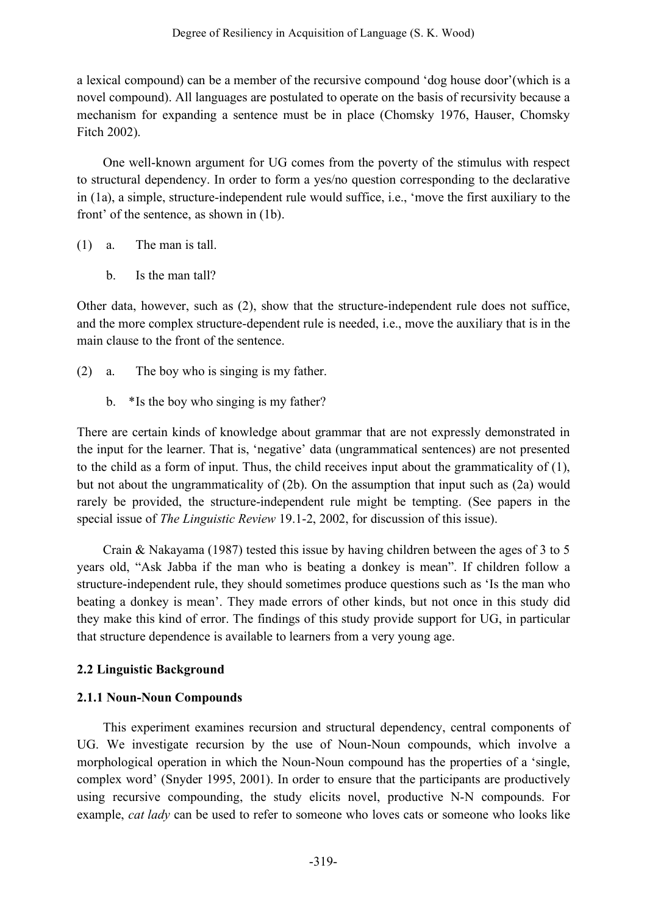a lexical compound) can be a member of the recursive compound 'dog house door'(which is a novel compound). All languages are postulated to operate on the basis of recursivity because a mechanism for expanding a sentence must be in place (Chomsky 1976, Hauser, Chomsky Fitch 2002).

One well-known argument for UG comes from the poverty of the stimulus with respect to structural dependency. In order to form a yes/no question corresponding to the declarative in (1a), a simple, structure-independent rule would suffice, i.e., 'move the first auxiliary to the front' of the sentence, as shown in (1b).

(1) a. The man is tall.

b. Is the man tall?

Other data, however, such as (2), show that the structure-independent rule does not suffice, and the more complex structure-dependent rule is needed, i.e., move the auxiliary that is in the main clause to the front of the sentence.

(2) a. The boy who is singing is my father.

b. *Is the boy who singing is my father?

There are certain kinds of knowledge about grammar that are not expressly demonstrated in the input for the learner. That is, 'negative' data (ungrammatical sentences) are not presented to the child as a form of input. Thus, the child receives input about the grammaticality of (1), but not about the ungrammaticality of (2b). On the assumption that input such as (2a) would rarely be provided, the structure-independent rule might be tempting. (See papers in the special issue of *The Linguistic Review* 19.1-2, 2002, for discussion of this issue).

Crain & Nakayama (1987) tested this issue by having children between the ages of 3 to 5 years old, "Ask Jabba if the man who is beating a donkey is mean". If children follow a structure-independent rule, they should sometimes produce questions such as 'Is the man who beating a donkey is mean'. They made errors of other kinds, but not once in this study did they make this kind of error. The findings of this study provide support for UG, in particular that structure dependence is available to learners from a very young age.

### 2.2 Linguistic Background

#### 2.1.1 Noun-Noun Compounds

This experiment examines recursion and structural dependency, central components of UG. We investigate recursion by the use of Noun-Noun compounds, which involve a morphological operation in which the Noun-Noun compound has the properties of a 'single, complex word' (Snyder 1995, 2001). In order to ensure that the participants are productively using recursive compounding, the study elicits novel, productive N-N compounds. For example, *cat lady* can be used to refer to someone who loves cats or someone who looks like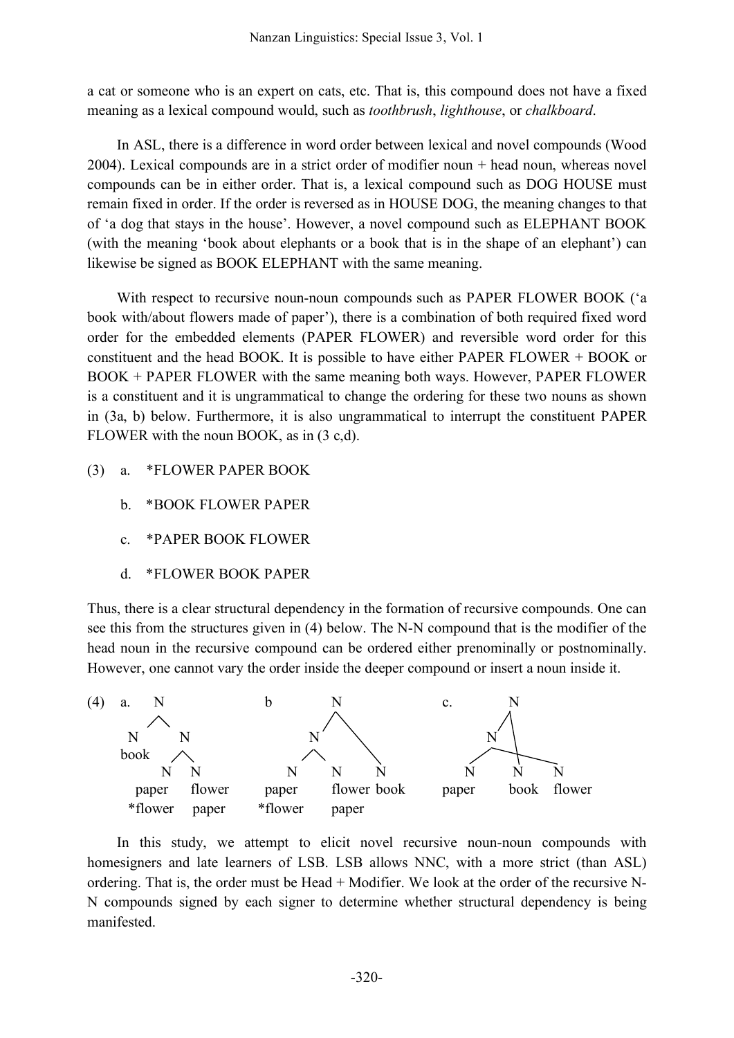a cat or someone who is an expert on cats, etc. That is, this compound does not have a fixed meaning as a lexical compound would, such as *toothbrush*, *lighthouse*, or *chalkboard*.

In ASL, there is a difference in word order between lexical and novel compounds (Wood 2004). Lexical compounds are in a strict order of modifier noun + head noun, whereas novel compounds can be in either order. That is, a lexical compound such as DOG HOUSE must remain fixed in order. If the order is reversed as in HOUSE DOG, the meaning changes to that of 'a dog that stays in the house'. However, a novel compound such as ELEPHANT BOOK (with the meaning 'book about elephants or a book that is in the shape of an elephant') can likewise be signed as BOOK ELEPHANT with the same meaning.

With respect to recursive noun-noun compounds such as PAPER FLOWER BOOK ('a book with/about flowers made of paper'), there is a combination of both required fixed word order for the embedded elements (PAPER FLOWER) and reversible word order for this constituent and the head BOOK. It is possible to have either PAPER FLOWER + BOOK or BOOK + PAPER FLOWER with the same meaning both ways. However, PAPER FLOWER is a constituent and it is ungrammatical to change the ordering for these two nouns as shown in (3a, b) below. Furthermore, it is also ungrammatical to interrupt the constituent PAPER FLOWER with the noun BOOK, as in (3 c,d).

(3) a. *FLOWER PAPER BOOK

b. *BOOK FLOWER PAPER

c. *PAPER BOOK FLOWER

d. *FLOWER BOOK PAPER

Thus, there is a clear structural dependency in the formation of recursive compounds. One can see this from the structures given in (4) below. The N-N compound that is the modifier of the head noun in the recursive compound can be ordered either prenominally or postnominally. However, one cannot vary the order inside the deeper compound or insert a noun inside it.

(4) a. [N [N book] [N [N paper / *flower] [N flower / paper]]]

b. [N [N [N paper / *flower] [N flower / paper]] [N book]]

c. [N [N [N paper] [N flower]] [N book]] (with *book* interrupting: paper book flower)

In this study, we attempt to elicit novel recursive noun-noun compounds with homesigners and late learners of LSB. LSB allows NNC, with a more strict (than ASL) ordering. That is, the order must be Head + Modifier. We look at the order of the recursive N-N compounds signed by each signer to determine whether structural dependency is being manifested.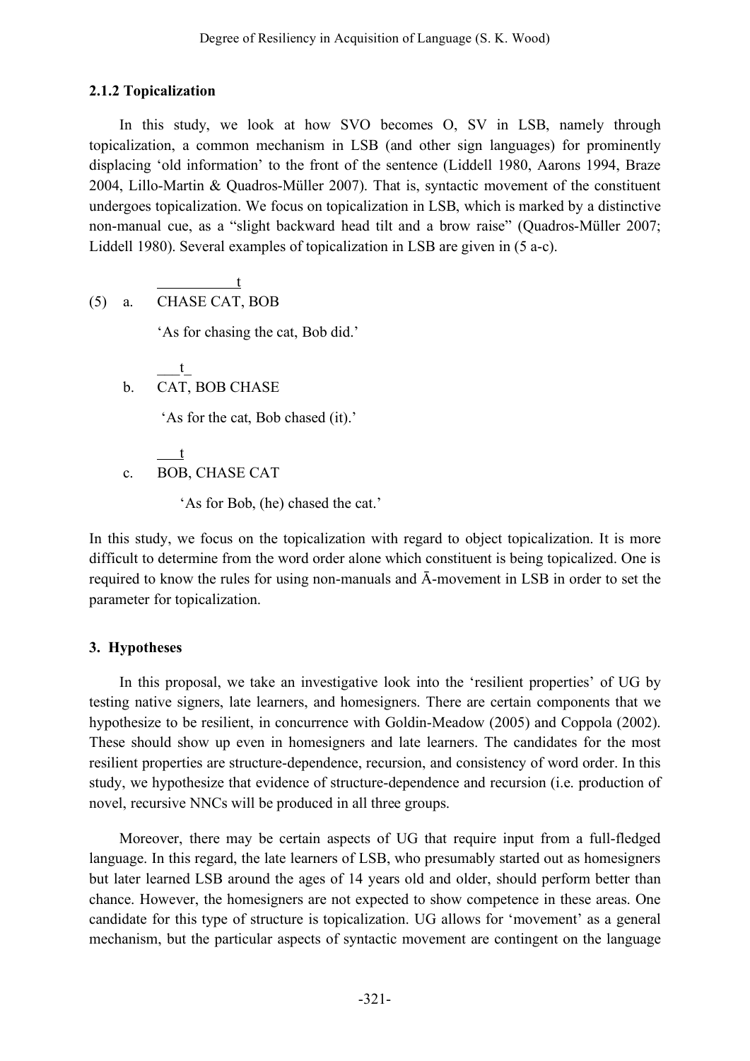### 2.1.2 Topicalization

In this study, we look at how SVO becomes O, SV in LSB, namely through topicalization, a common mechanism in LSB (and other sign languages) for prominently displacing 'old information' to the front of the sentence (Liddell 1980, Aarons 1994, Braze 2004, Lillo-Martin & Quadros-Müller 2007). That is, syntactic movement of the constituent undergoes topicalization. We focus on topicalization in LSB, which is marked by a distinctive non-manual cue, as a "slight backward head tilt and a brow raise" (Quadros-Müller 2007; Liddell 1980). Several examples of topicalization in LSB are given in (5 a-c).

(5) a. $\overline{\text{CHASE CAT}}^{\,t}$, BOB

'As for chasing the cat, Bob did.'

b. $\overline{\text{CAT}}^{\,t}$, BOB CHASE

'As for the cat, Bob chased (it).'

c. $\overline{\text{BOB}}^{\,t}$, CHASE CAT

'As for Bob, (he) chased the cat.'

In this study, we focus on the topicalization with regard to object topicalization. It is more difficult to determine from the word order alone which constituent is being topicalized. One is required to know the rules for using non-manuals and Ā-movement in LSB in order to set the parameter for topicalization.

## 3. Hypotheses

In this proposal, we take an investigative look into the 'resilient properties' of UG by testing native signers, late learners, and homesigners. There are certain components that we hypothesize to be resilient, in concurrence with Goldin-Meadow (2005) and Coppola (2002). These should show up even in homesigners and late learners. The candidates for the most resilient properties are structure-dependence, recursion, and consistency of word order. In this study, we hypothesize that evidence of structure-dependence and recursion (i.e. production of novel, recursive NNCs will be produced in all three groups.

Moreover, there may be certain aspects of UG that require input from a full-fledged language. In this regard, the late learners of LSB, who presumably started out as homesigners but later learned LSB around the ages of 14 years old and older, should perform better than chance. However, the homesigners are not expected to show competence in these areas. One candidate for this type of structure is topicalization. UG allows for 'movement' as a general mechanism, but the particular aspects of syntactic movement are contingent on the language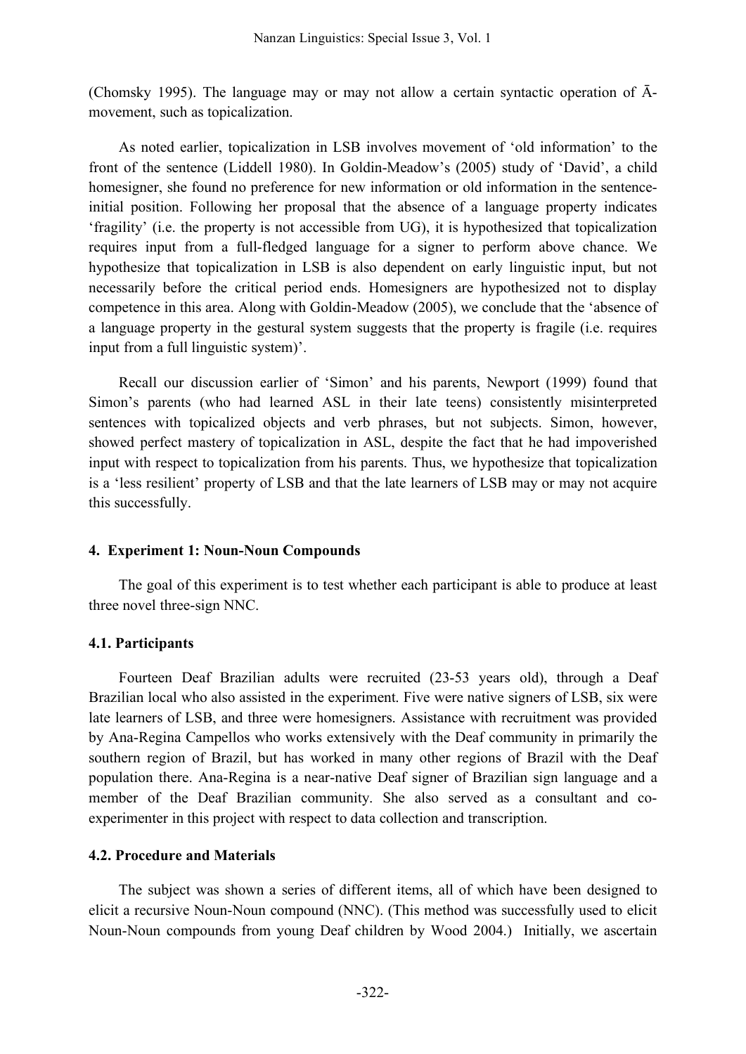(Chomsky 1995). The language may or may not allow a certain syntactic operation of Ā-movement, such as topicalization.

As noted earlier, topicalization in LSB involves movement of 'old information' to the front of the sentence (Liddell 1980). In Goldin-Meadow's (2005) study of 'David', a child homesigner, she found no preference for new information or old information in the sentence-initial position. Following her proposal that the absence of a language property indicates 'fragility' (i.e. the property is not accessible from UG), it is hypothesized that topicalization requires input from a full-fledged language for a signer to perform above chance. We hypothesize that topicalization in LSB is also dependent on early linguistic input, but not necessarily before the critical period ends. Homesigners are hypothesized not to display competence in this area. Along with Goldin-Meadow (2005), we conclude that the 'absence of a language property in the gestural system suggests that the property is fragile (i.e. requires input from a full linguistic system)'.

Recall our discussion earlier of 'Simon' and his parents, Newport (1999) found that Simon's parents (who had learned ASL in their late teens) consistently misinterpreted sentences with topicalized objects and verb phrases, but not subjects. Simon, however, showed perfect mastery of topicalization in ASL, despite the fact that he had impoverished input with respect to topicalization from his parents. Thus, we hypothesize that topicalization is a 'less resilient' property of LSB and that the late learners of LSB may or may not acquire this successfully.

## 4. Experiment 1: Noun-Noun Compounds

The goal of this experiment is to test whether each participant is able to produce at least three novel three-sign NNC.

### 4.1. Participants

Fourteen Deaf Brazilian adults were recruited (23-53 years old), through a Deaf Brazilian local who also assisted in the experiment. Five were native signers of LSB, six were late learners of LSB, and three were homesigners. Assistance with recruitment was provided by Ana-Regina Campellos who works extensively with the Deaf community in primarily the southern region of Brazil, but has worked in many other regions of Brazil with the Deaf population there. Ana-Regina is a near-native Deaf signer of Brazilian sign language and a member of the Deaf Brazilian community. She also served as a consultant and co-experimenter in this project with respect to data collection and transcription.

### 4.2. Procedure and Materials

The subject was shown a series of different items, all of which have been designed to elicit a recursive Noun-Noun compound (NNC). (This method was successfully used to elicit Noun-Noun compounds from young Deaf children by Wood 2004.) Initially, we ascertain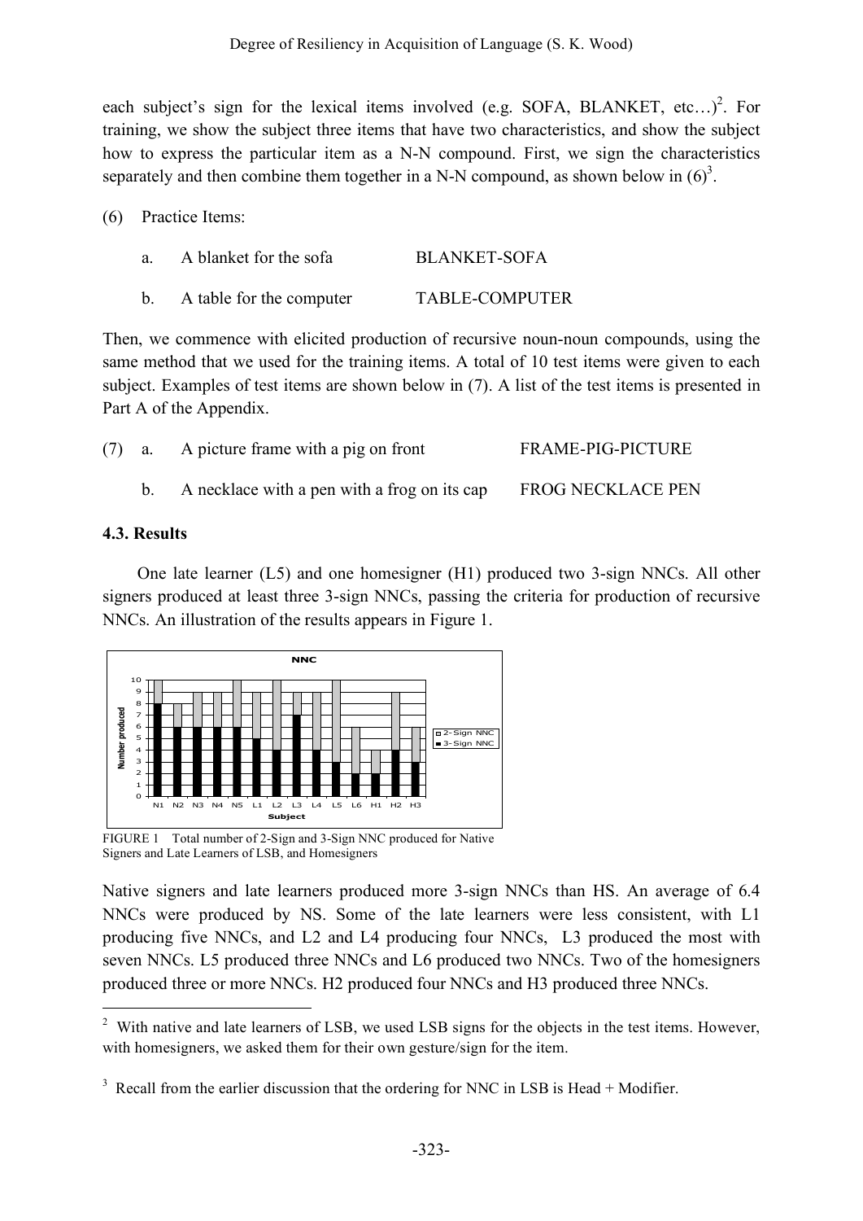each subject's sign for the lexical items involved (e.g. SOFA, BLANKET, etc…)[2]. For training, we show the subject three items that have two characteristics, and show the subject how to express the particular item as a N-N compound. First, we sign the characteristics separately and then combine them together in a N-N compound, as shown below in (6)[3].

(6) Practice Items:

a. A blanket for the sofa — BLANKET-SOFA

b. A table for the computer — TABLE-COMPUTER

Then, we commence with elicited production of recursive noun-noun compounds, using the same method that we used for the training items. A total of 10 test items were given to each subject. Examples of test items are shown below in (7). A list of the test items is presented in Part A of the Appendix.

(7) a. A picture frame with a pig on front — FRAME-PIG-PICTURE

b. A necklace with a pen with a frog on its cap — FROG NECKLACE PEN

### 4.3. Results

One late learner (L5) and one homesigner (H1) produced two 3-sign NNCs. All other signers produced at least three 3-sign NNCs, passing the criteria for production of recursive NNCs. An illustration of the results appears in Figure 1.

FIGURE 1 Total number of 2-Sign and 3-Sign NNC produced for Native Signers and Late Learners of LSB, and Homesigners

Native signers and late learners produced more 3-sign NNCs than HS. An average of 6.4 NNCs were produced by NS. Some of the late learners were less consistent, with L1 producing five NNCs, and L2 and L4 producing four NNCs, L3 produced the most with seven NNCs. L5 produced three NNCs and L6 produced two NNCs. Two of the homesigners produced three or more NNCs. H2 produced four NNCs and H3 produced three NNCs.

---

[2] With native and late learners of LSB, we used LSB signs for the objects in the test items. However, with homesigners, we asked them for their own gesture/sign for the item.

[3] Recall from the earlier discussion that the ordering for NNC in LSB is Head + Modifier.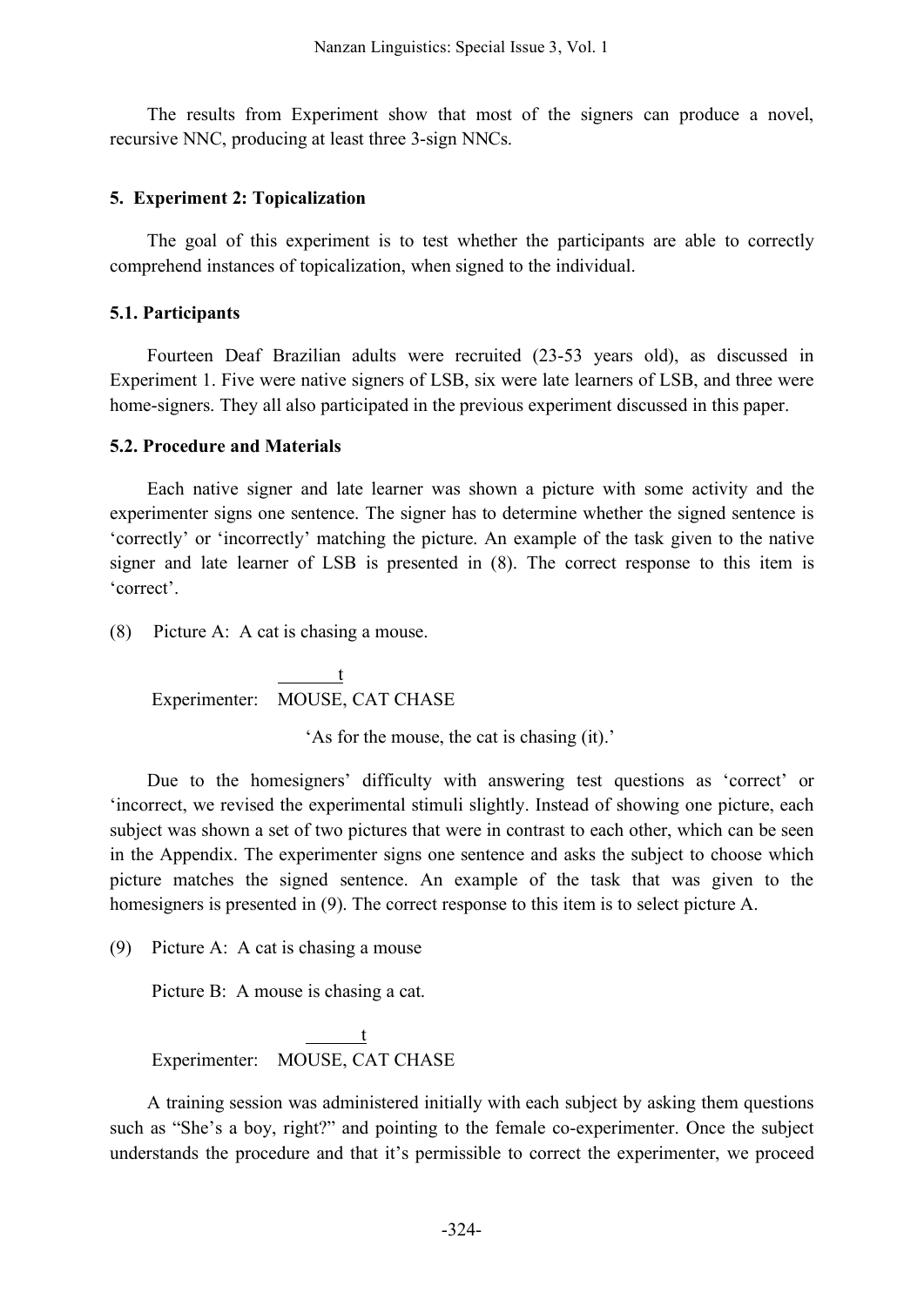The results from Experiment show that most of the signers can produce a novel, recursive NNC, producing at least three 3-sign NNCs.

## 5. Experiment 2: Topicalization

The goal of this experiment is to test whether the participants are able to correctly comprehend instances of topicalization, when signed to the individual.

### 5.1. Participants

Fourteen Deaf Brazilian adults were recruited (23-53 years old), as discussed in Experiment 1. Five were native signers of LSB, six were late learners of LSB, and three were home-signers. They all also participated in the previous experiment discussed in this paper.

### 5.2. Procedure and Materials

Each native signer and late learner was shown a picture with some activity and the experimenter signs one sentence. The signer has to determine whether the signed sentence is 'correctly' or 'incorrectly' matching the picture. An example of the task given to the native signer and late learner of LSB is presented in (8). The correct response to this item is 'correct'.

(8) Picture A: A cat is chasing a mouse.

```
                   ______t
    Experimenter:  MOUSE, CAT CHASE
```

'As for the mouse, the cat is chasing (it).'

Due to the homesigners' difficulty with answering test questions as 'correct' or 'incorrect, we revised the experimental stimuli slightly. Instead of showing one picture, each subject was shown a set of two pictures that were in contrast to each other, which can be seen in the Appendix. The experimenter signs one sentence and asks the subject to choose which picture matches the signed sentence. An example of the task that was given to the homesigners is presented in (9). The correct response to this item is to select picture A.

(9) Picture A: A cat is chasing a mouse

Picture B: A mouse is chasing a cat.

```
                   ______t
    Experimenter:  MOUSE, CAT CHASE
```

A training session was administered initially with each subject by asking them questions such as "She's a boy, right?" and pointing to the female co-experimenter. Once the subject understands the procedure and that it's permissible to correct the experimenter, we proceed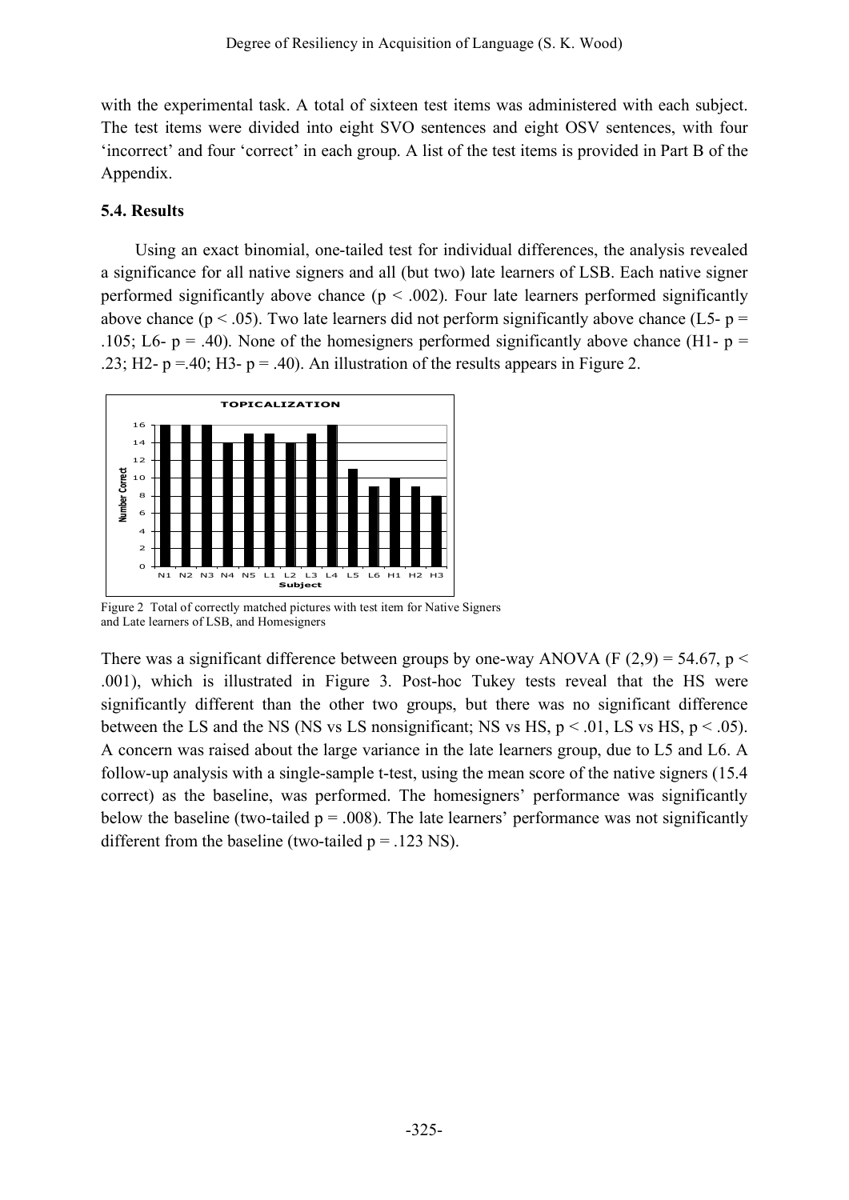with the experimental task. A total of sixteen test items was administered with each subject. The test items were divided into eight SVO sentences and eight OSV sentences, with four 'incorrect' and four 'correct' in each group. A list of the test items is provided in Part B of the Appendix.

### 5.4. Results

Using an exact binomial, one-tailed test for individual differences, the analysis revealed a significance for all native signers and all (but two) late learners of LSB. Each native signer performed significantly above chance ($p < .002$). Four late learners performed significantly above chance ($p < .05$). Two late learners did not perform significantly above chance (L5- $p = .105$; L6- $p = .40$). None of the homesigners performed significantly above chance (H1- $p = .23$; H2- $p = .40$; H3- $p = .40$). An illustration of the results appears in Figure 2.

Figure 2 Total of correctly matched pictures with test item for Native Signers and Late learners of LSB, and Homesigners

There was a significant difference between groups by one-way ANOVA ($F(2,9) = 54.67$, $p < .001$), which is illustrated in Figure 3. Post-hoc Tukey tests reveal that the HS were significantly different than the other two groups, but there was no significant difference between the LS and the NS (NS vs LS nonsignificant; NS vs HS, $p < .01$, LS vs HS, $p < .05$). A concern was raised about the large variance in the late learners group, due to L5 and L6. A follow-up analysis with a single-sample t-test, using the mean score of the native signers (15.4 correct) as the baseline, was performed. The homesigners' performance was significantly below the baseline (two-tailed $p = .008$). The late learners' performance was not significantly different from the baseline (two-tailed $p = .123$ NS).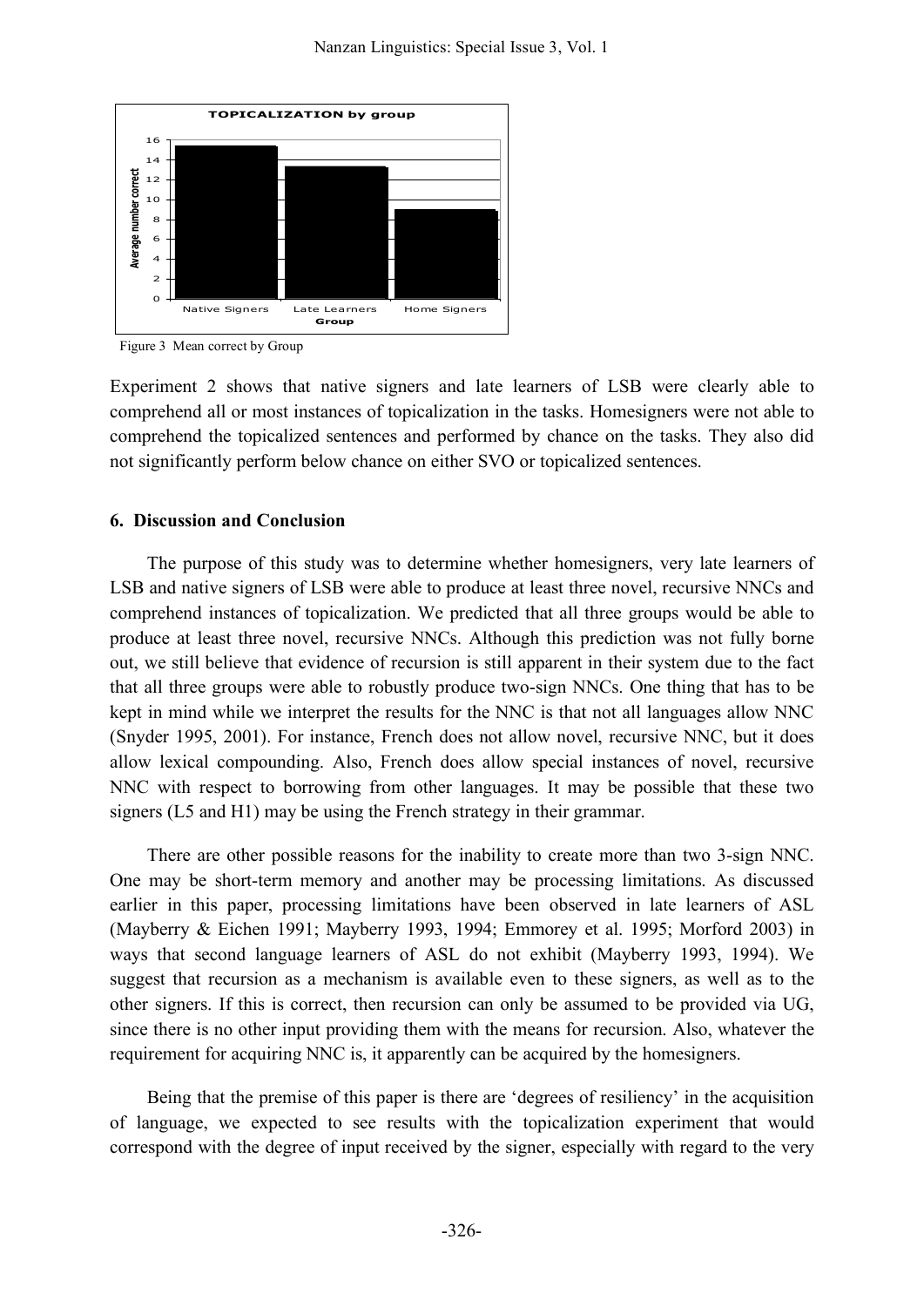Figure 3 Mean correct by Group

Experiment 2 shows that native signers and late learners of LSB were clearly able to comprehend all or most instances of topicalization in the tasks. Homesigners were not able to comprehend the topicalized sentences and performed by chance on the tasks. They also did not significantly perform below chance on either SVO or topicalized sentences.

## 6. Discussion and Conclusion

The purpose of this study was to determine whether homesigners, very late learners of LSB and native signers of LSB were able to produce at least three novel, recursive NNCs and comprehend instances of topicalization. We predicted that all three groups would be able to produce at least three novel, recursive NNCs. Although this prediction was not fully borne out, we still believe that evidence of recursion is still apparent in their system due to the fact that all three groups were able to robustly produce two-sign NNCs. One thing that has to be kept in mind while we interpret the results for the NNC is that not all languages allow NNC (Snyder 1995, 2001). For instance, French does not allow novel, recursive NNC, but it does allow lexical compounding. Also, French does allow special instances of novel, recursive NNC with respect to borrowing from other languages. It may be possible that these two signers (L5 and H1) may be using the French strategy in their grammar.

There are other possible reasons for the inability to create more than two 3-sign NNC. One may be short-term memory and another may be processing limitations. As discussed earlier in this paper, processing limitations have been observed in late learners of ASL (Mayberry & Eichen 1991; Mayberry 1993, 1994; Emmorey et al. 1995; Morford 2003) in ways that second language learners of ASL do not exhibit (Mayberry 1993, 1994). We suggest that recursion as a mechanism is available even to these signers, as well as to the other signers. If this is correct, then recursion can only be assumed to be provided via UG, since there is no other input providing them with the means for recursion. Also, whatever the requirement for acquiring NNC is, it apparently can be acquired by the homesigners.

Being that the premise of this paper is there are 'degrees of resiliency' in the acquisition of language, we expected to see results with the topicalization experiment that would correspond with the degree of input received by the signer, especially with regard to the very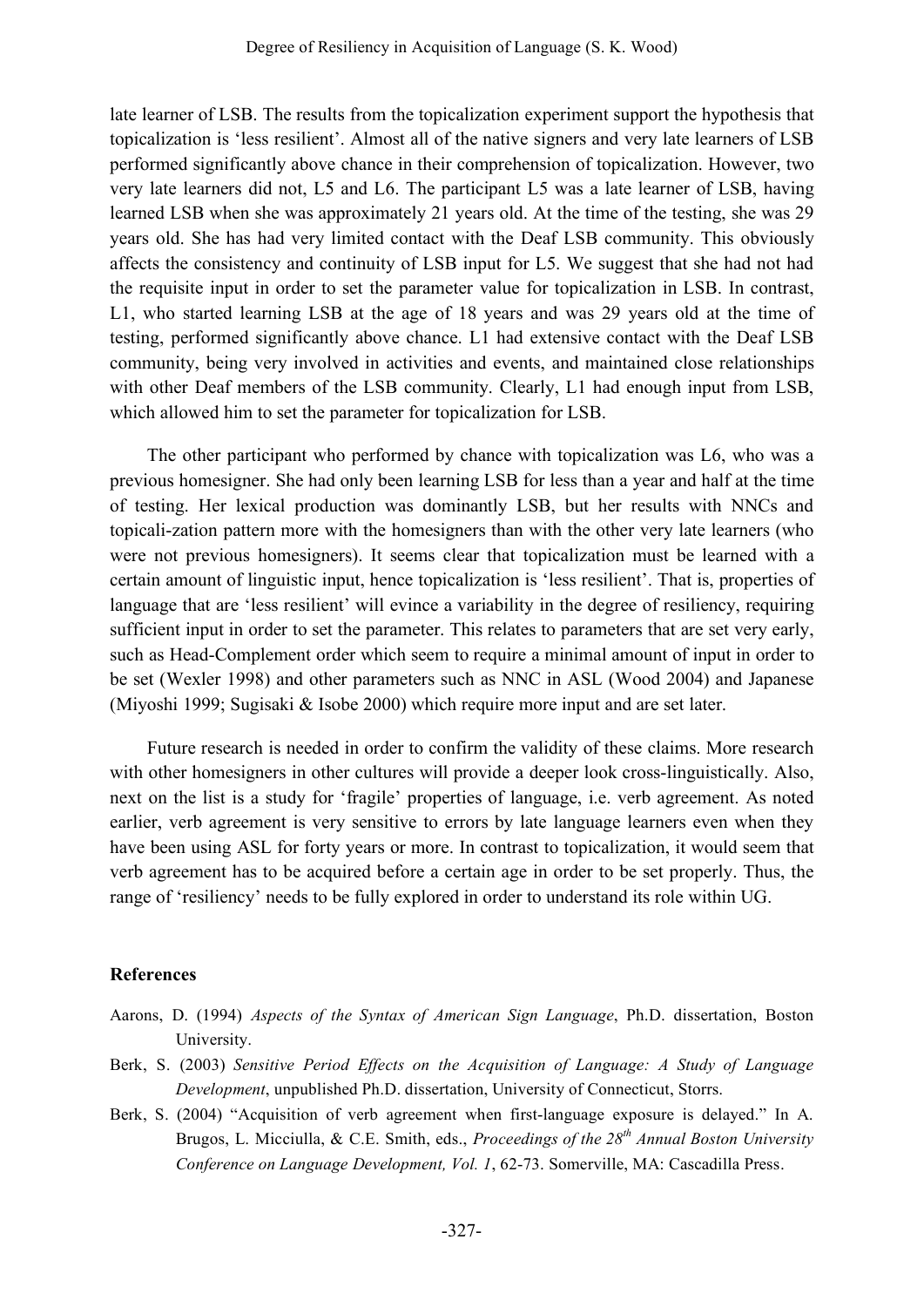late learner of LSB. The results from the topicalization experiment support the hypothesis that topicalization is 'less resilient'. Almost all of the native signers and very late learners of LSB performed significantly above chance in their comprehension of topicalization. However, two very late learners did not, L5 and L6. The participant L5 was a late learner of LSB, having learned LSB when she was approximately 21 years old. At the time of the testing, she was 29 years old. She has had very limited contact with the Deaf LSB community. This obviously affects the consistency and continuity of LSB input for L5. We suggest that she had not had the requisite input in order to set the parameter value for topicalization in LSB. In contrast, L1, who started learning LSB at the age of 18 years and was 29 years old at the time of testing, performed significantly above chance. L1 had extensive contact with the Deaf LSB community, being very involved in activities and events, and maintained close relationships with other Deaf members of the LSB community. Clearly, L1 had enough input from LSB, which allowed him to set the parameter for topicalization for LSB.

The other participant who performed by chance with topicalization was L6, who was a previous homesigner. She had only been learning LSB for less than a year and half at the time of testing. Her lexical production was dominantly LSB, but her results with NNCs and topicali-zation pattern more with the homesigners than with the other very late learners (who were not previous homesigners). It seems clear that topicalization must be learned with a certain amount of linguistic input, hence topicalization is 'less resilient'. That is, properties of language that are 'less resilient' will evince a variability in the degree of resiliency, requiring sufficient input in order to set the parameter. This relates to parameters that are set very early, such as Head-Complement order which seem to require a minimal amount of input in order to be set (Wexler 1998) and other parameters such as NNC in ASL (Wood 2004) and Japanese (Miyoshi 1999; Sugisaki & Isobe 2000) which require more input and are set later.

Future research is needed in order to confirm the validity of these claims. More research with other homesigners in other cultures will provide a deeper look cross-linguistically. Also, next on the list is a study for 'fragile' properties of language, i.e. verb agreement. As noted earlier, verb agreement is very sensitive to errors by late language learners even when they have been using ASL for forty years or more. In contrast to topicalization, it would seem that verb agreement has to be acquired before a certain age in order to be set properly. Thus, the range of 'resiliency' needs to be fully explored in order to understand its role within UG.

## References

Aarons, D. (1994) *Aspects of the Syntax of American Sign Language*, Ph.D. dissertation, Boston University.

Berk, S. (2003) *Sensitive Period Effects on the Acquisition of Language: A Study of Language Development*, unpublished Ph.D. dissertation, University of Connecticut, Storrs.

Berk, S. (2004) "Acquisition of verb agreement when first-language exposure is delayed." In A. Brugos, L. Micciulla, & C.E. Smith, eds., *Proceedings of the 28th Annual Boston University Conference on Language Development, Vol. 1*, 62-73. Somerville, MA: Cascadilla Press.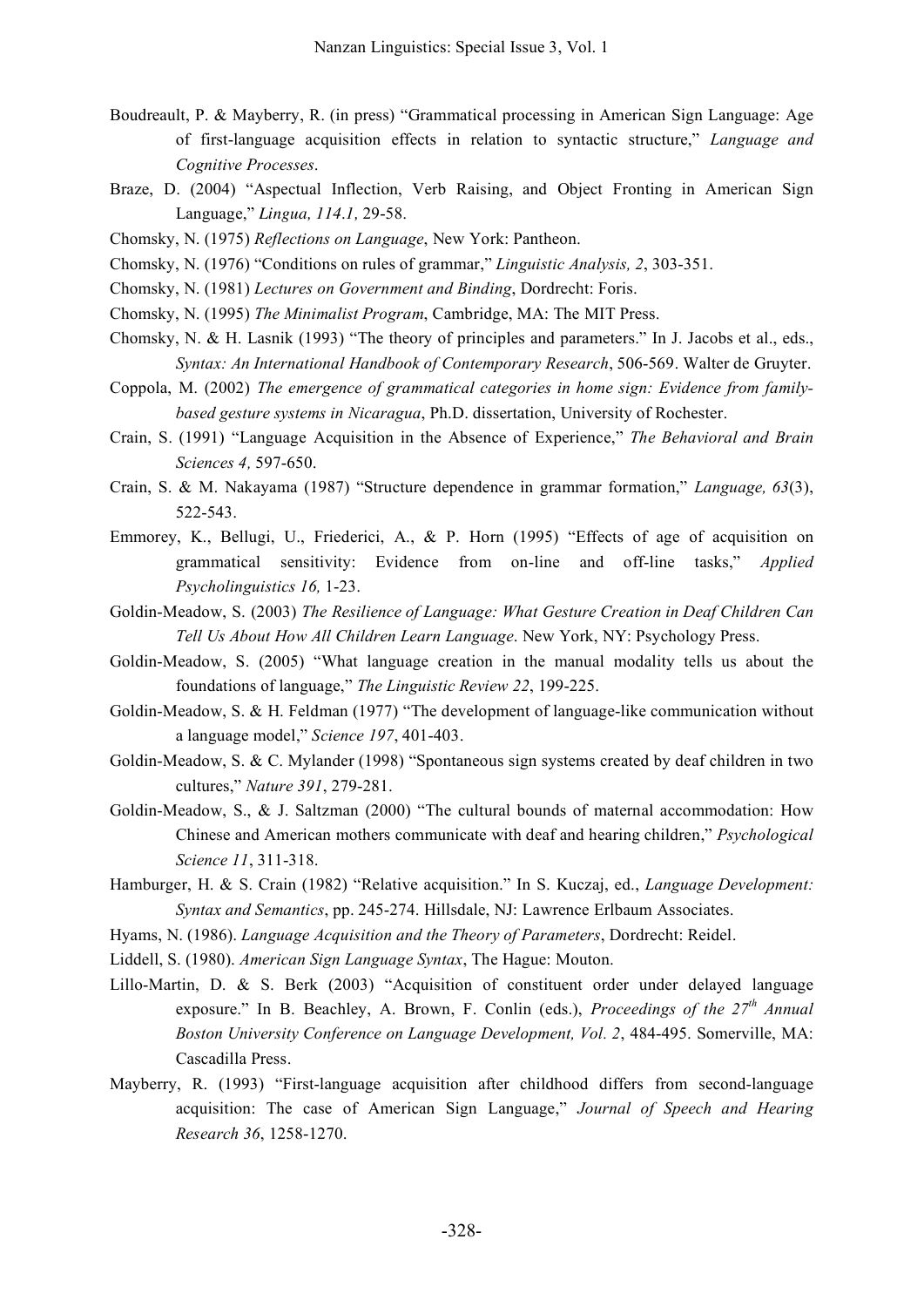Boudreault, P. & Mayberry, R. (in press) "Grammatical processing in American Sign Language: Age of first-language acquisition effects in relation to syntactic structure," *Language and Cognitive Processes*.

Braze, D. (2004) "Aspectual Inflection, Verb Raising, and Object Fronting in American Sign Language," *Lingua, 114.1,* 29-58.

Chomsky, N. (1975) *Reflections on Language*, New York: Pantheon.

Chomsky, N. (1976) "Conditions on rules of grammar," *Linguistic Analysis, 2*, 303-351.

Chomsky, N. (1981) *Lectures on Government and Binding*, Dordrecht: Foris.

Chomsky, N. (1995) *The Minimalist Program*, Cambridge, MA: The MIT Press.

Chomsky, N. & H. Lasnik (1993) "The theory of principles and parameters." In J. Jacobs et al., eds., *Syntax: An International Handbook of Contemporary Research*, 506-569. Walter de Gruyter.

Coppola, M. (2002) *The emergence of grammatical categories in home sign: Evidence from family-based gesture systems in Nicaragua*, Ph.D. dissertation, University of Rochester.

Crain, S. (1991) "Language Acquisition in the Absence of Experience," *The Behavioral and Brain Sciences 4,* 597-650.

Crain, S. & M. Nakayama (1987) "Structure dependence in grammar formation," *Language, 63*(3), 522-543.

Emmorey, K., Bellugi, U., Friederici, A., & P. Horn (1995) "Effects of age of acquisition on grammatical sensitivity: Evidence from on-line and off-line tasks," *Applied Psycholinguistics 16,* 1-23.

Goldin-Meadow, S. (2003) *The Resilience of Language: What Gesture Creation in Deaf Children Can Tell Us About How All Children Learn Language*. New York, NY: Psychology Press.

Goldin-Meadow, S. (2005) "What language creation in the manual modality tells us about the foundations of language," *The Linguistic Review 22*, 199-225.

Goldin-Meadow, S. & H. Feldman (1977) "The development of language-like communication without a language model," *Science 197*, 401-403.

Goldin-Meadow, S. & C. Mylander (1998) "Spontaneous sign systems created by deaf children in two cultures," *Nature 391*, 279-281.

Goldin-Meadow, S., & J. Saltzman (2000) "The cultural bounds of maternal accommodation: How Chinese and American mothers communicate with deaf and hearing children," *Psychological Science 11*, 311-318.

Hamburger, H. & S. Crain (1982) "Relative acquisition." In S. Kuczaj, ed., *Language Development: Syntax and Semantics*, pp. 245-274. Hillsdale, NJ: Lawrence Erlbaum Associates.

Hyams, N. (1986). *Language Acquisition and the Theory of Parameters*, Dordrecht: Reidel.

Liddell, S. (1980). *American Sign Language Syntax*, The Hague: Mouton.

Lillo-Martin, D. & S. Berk (2003) "Acquisition of constituent order under delayed language exposure." In B. Beachley, A. Brown, F. Conlin (eds.), *Proceedings of the 27th Annual Boston University Conference on Language Development, Vol. 2*, 484-495. Somerville, MA: Cascadilla Press.

Mayberry, R. (1993) "First-language acquisition after childhood differs from second-language acquisition: The case of American Sign Language," *Journal of Speech and Hearing Research 36*, 1258-1270.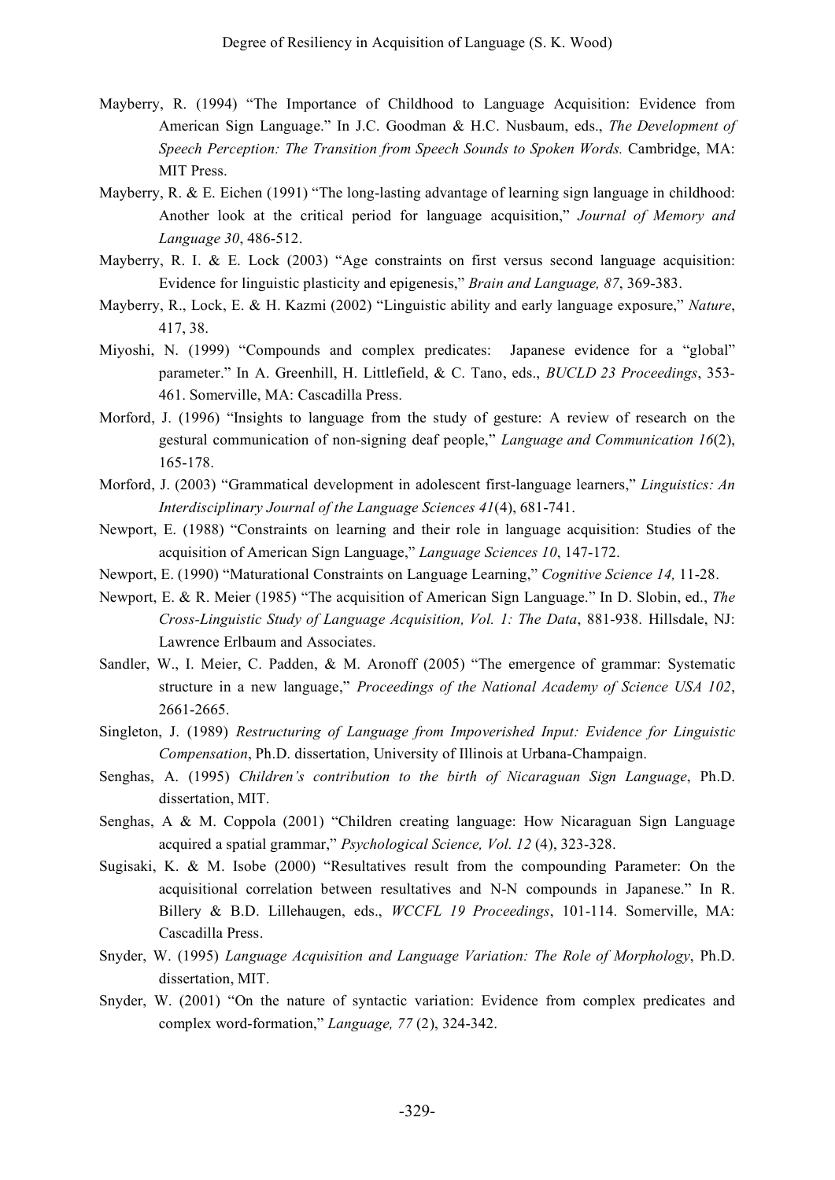Mayberry, R. (1994) "The Importance of Childhood to Language Acquisition: Evidence from American Sign Language." In J.C. Goodman & H.C. Nusbaum, eds., *The Development of Speech Perception: The Transition from Speech Sounds to Spoken Words.* Cambridge, MA: MIT Press.

Mayberry, R. & E. Eichen (1991) "The long-lasting advantage of learning sign language in childhood: Another look at the critical period for language acquisition," *Journal of Memory and Language 30*, 486-512.

Mayberry, R. I. & E. Lock (2003) "Age constraints on first versus second language acquisition: Evidence for linguistic plasticity and epigenesis," *Brain and Language, 87*, 369-383.

Mayberry, R., Lock, E. & H. Kazmi (2002) "Linguistic ability and early language exposure," *Nature*, 417, 38.

Miyoshi, N. (1999) "Compounds and complex predicates: Japanese evidence for a "global" parameter." In A. Greenhill, H. Littlefield, & C. Tano, eds., *BUCLD 23 Proceedings*, 353-461. Somerville, MA: Cascadilla Press.

Morford, J. (1996) "Insights to language from the study of gesture: A review of research on the gestural communication of non-signing deaf people," *Language and Communication 16*(2), 165-178.

Morford, J. (2003) "Grammatical development in adolescent first-language learners," *Linguistics: An Interdisciplinary Journal of the Language Sciences 41*(4), 681-741.

Newport, E. (1988) "Constraints on learning and their role in language acquisition: Studies of the acquisition of American Sign Language," *Language Sciences 10*, 147-172.

Newport, E. (1990) "Maturational Constraints on Language Learning," *Cognitive Science 14,* 11-28.

Newport, E. & R. Meier (1985) "The acquisition of American Sign Language." In D. Slobin, ed., *The Cross-Linguistic Study of Language Acquisition, Vol. 1: The Data*, 881-938. Hillsdale, NJ: Lawrence Erlbaum and Associates.

Sandler, W., I. Meier, C. Padden, & M. Aronoff (2005) "The emergence of grammar: Systematic structure in a new language," *Proceedings of the National Academy of Science USA 102*, 2661-2665.

Singleton, J. (1989) *Restructuring of Language from Impoverished Input: Evidence for Linguistic Compensation*, Ph.D. dissertation, University of Illinois at Urbana-Champaign.

Senghas, A. (1995) *Children's contribution to the birth of Nicaraguan Sign Language*, Ph.D. dissertation, MIT.

Senghas, A & M. Coppola (2001) "Children creating language: How Nicaraguan Sign Language acquired a spatial grammar," *Psychological Science, Vol. 12* (4), 323-328.

Sugisaki, K. & M. Isobe (2000) "Resultatives result from the compounding Parameter: On the acquisitional correlation between resultatives and N-N compounds in Japanese." In R. Billery & B.D. Lillehaugen, eds., *WCCFL 19 Proceedings*, 101-114. Somerville, MA: Cascadilla Press.

Snyder, W. (1995) *Language Acquisition and Language Variation: The Role of Morphology*, Ph.D. dissertation, MIT.

Snyder, W. (2001) "On the nature of syntactic variation: Evidence from complex predicates and complex word-formation," *Language, 77* (2), 324-342.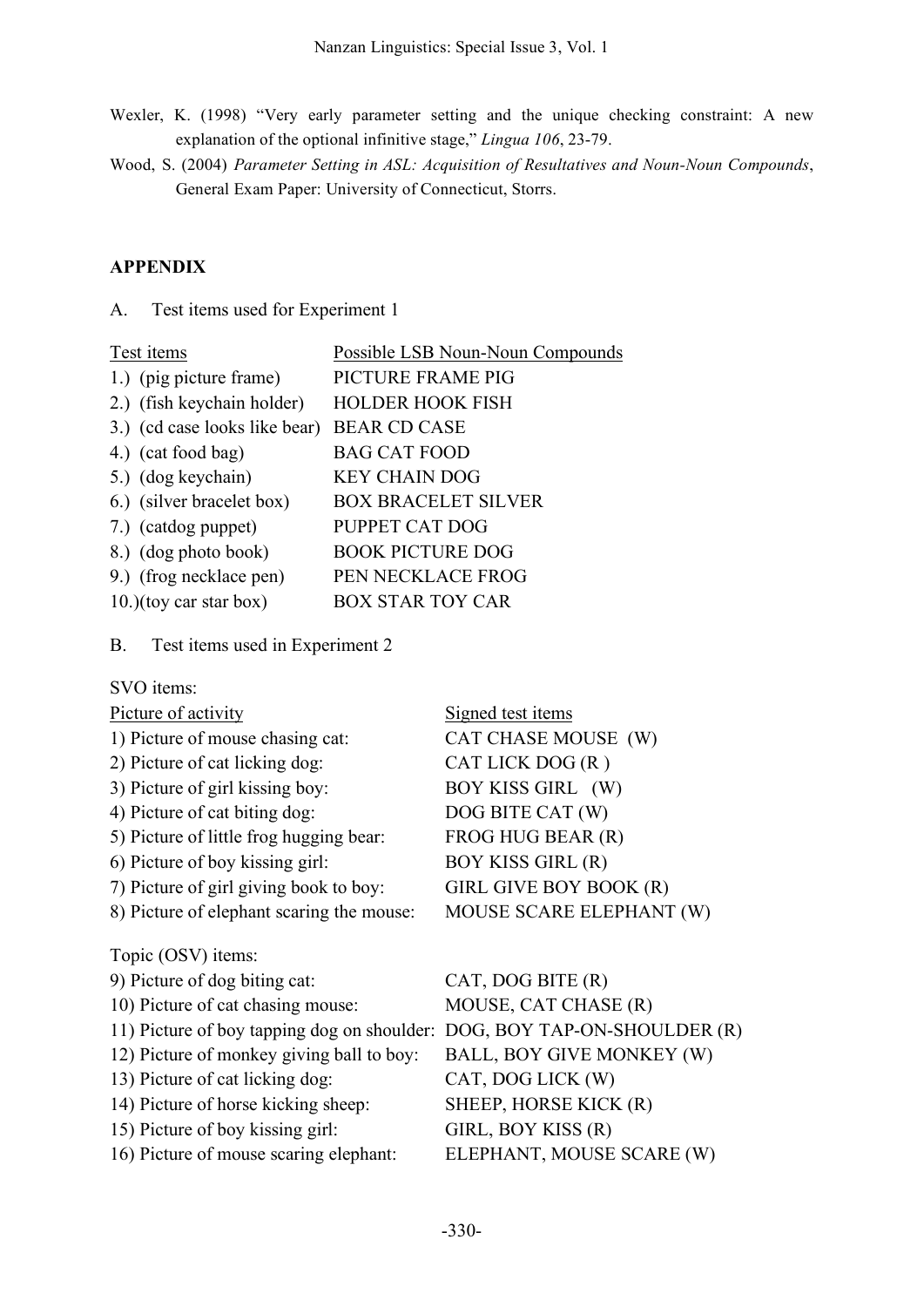Wexler, K. (1998) "Very early parameter setting and the unique checking constraint: A new explanation of the optional infinitive stage," *Lingua 106*, 23-79.

Wood, S. (2004) *Parameter Setting in ASL: Acquisition of Resultatives and Noun-Noun Compounds*, General Exam Paper: University of Connecticut, Storrs.

## APPENDIX

A. Test items used for Experiment 1

| Test items | Possible LSB Noun-Noun Compounds |
|---|---|
| 1.) (pig picture frame) | PICTURE FRAME PIG |
| 2.) (fish keychain holder) | HOLDER HOOK FISH |
| 3.) (cd case looks like bear) | BEAR CD CASE |
| 4.) (cat food bag) | BAG CAT FOOD |
| 5.) (dog keychain) | KEY CHAIN DOG |
| 6.) (silver bracelet box) | BOX BRACELET SILVER |
| 7.) (catdog puppet) | PUPPET CAT DOG |
| 8.) (dog photo book) | BOOK PICTURE DOG |
| 9.) (frog necklace pen) | PEN NECKLACE FROG |
| 10.)(toy car star box) | BOX STAR TOY CAR |

B. Test items used in Experiment 2

SVO items:

| Picture of activity | Signed test items |
|---|---|
| 1) Picture of mouse chasing cat: | CAT CHASE MOUSE (W) |
| 2) Picture of cat licking dog: | CAT LICK DOG (R ) |
| 3) Picture of girl kissing boy: | BOY KISS GIRL (W) |
| 4) Picture of cat biting dog: | DOG BITE CAT (W) |
| 5) Picture of little frog hugging bear: | FROG HUG BEAR (R) |
| 6) Picture of boy kissing girl: | BOY KISS GIRL (R) |
| 7) Picture of girl giving book to boy: | GIRL GIVE BOY BOOK (R) |
| 8) Picture of elephant scaring the mouse: | MOUSE SCARE ELEPHANT (W) |

Topic (OSV) items:

| | |
|---|---|
| 9) Picture of dog biting cat: | CAT, DOG BITE (R) |
| 10) Picture of cat chasing mouse: | MOUSE, CAT CHASE (R) |
| 11) Picture of boy tapping dog on shoulder: | DOG, BOY TAP-ON-SHOULDER (R) |
| 12) Picture of monkey giving ball to boy: | BALL, BOY GIVE MONKEY (W) |
| 13) Picture of cat licking dog: | CAT, DOG LICK (W) |
| 14) Picture of horse kicking sheep: | SHEEP, HORSE KICK (R) |
| 15) Picture of boy kissing girl: | GIRL, BOY KISS (R) |
| 16) Picture of mouse scaring elephant: | ELEPHANT, MOUSE SCARE (W) |